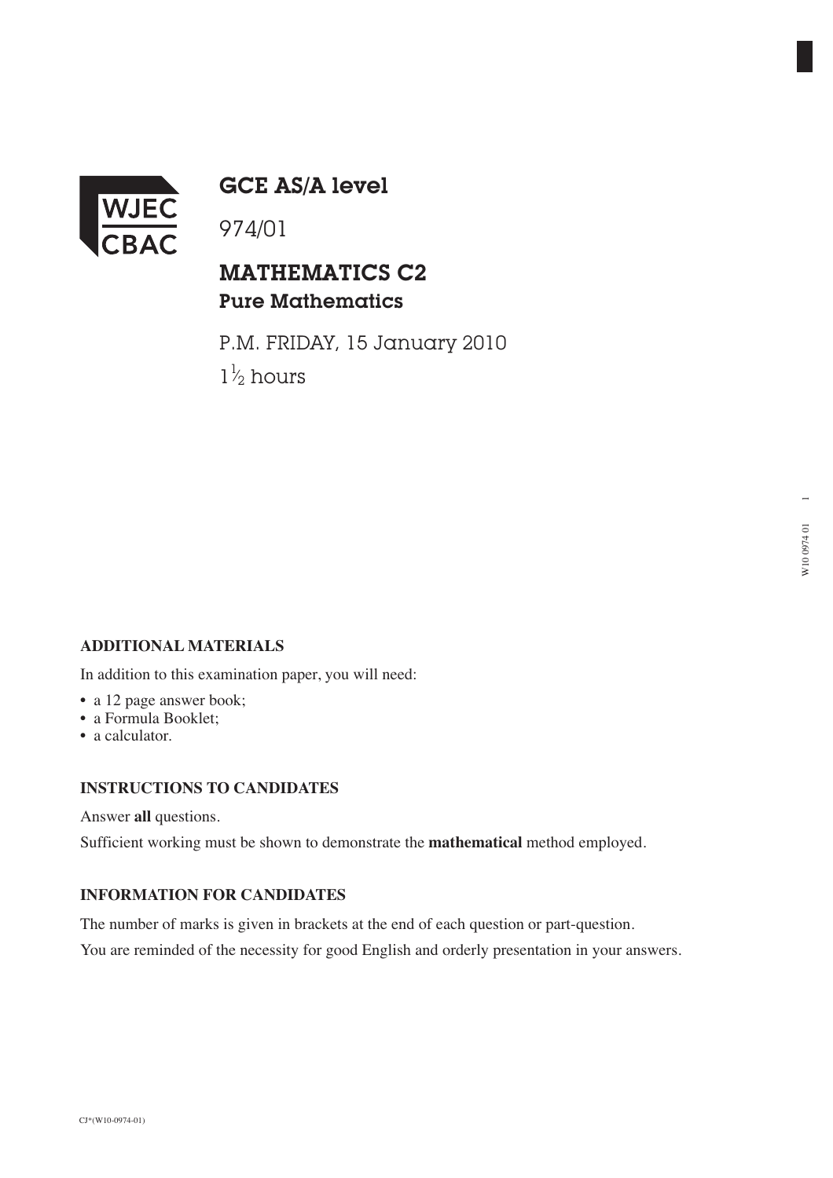# GCE AS/A level

974/01

## MATHEMATICS C2
### Pure Mathematics

P.M. FRIDAY, 15 January 2010

$1\frac{1}{2}$ hours

**ADDITIONAL MATERIALS**

In addition to this examination paper, you will need:

- a 12 page answer book;
- a Formula Booklet;
- a calculator.

**INSTRUCTIONS TO CANDIDATES**

Answer **all** questions.

Sufficient working must be shown to demonstrate the **mathematical** method employed.

**INFORMATION FOR CANDIDATES**

The number of marks is given in brackets at the end of each question or part-question.

You are reminded of the necessity for good English and orderly presentation in your answers.

CJ*(W10-0974-01)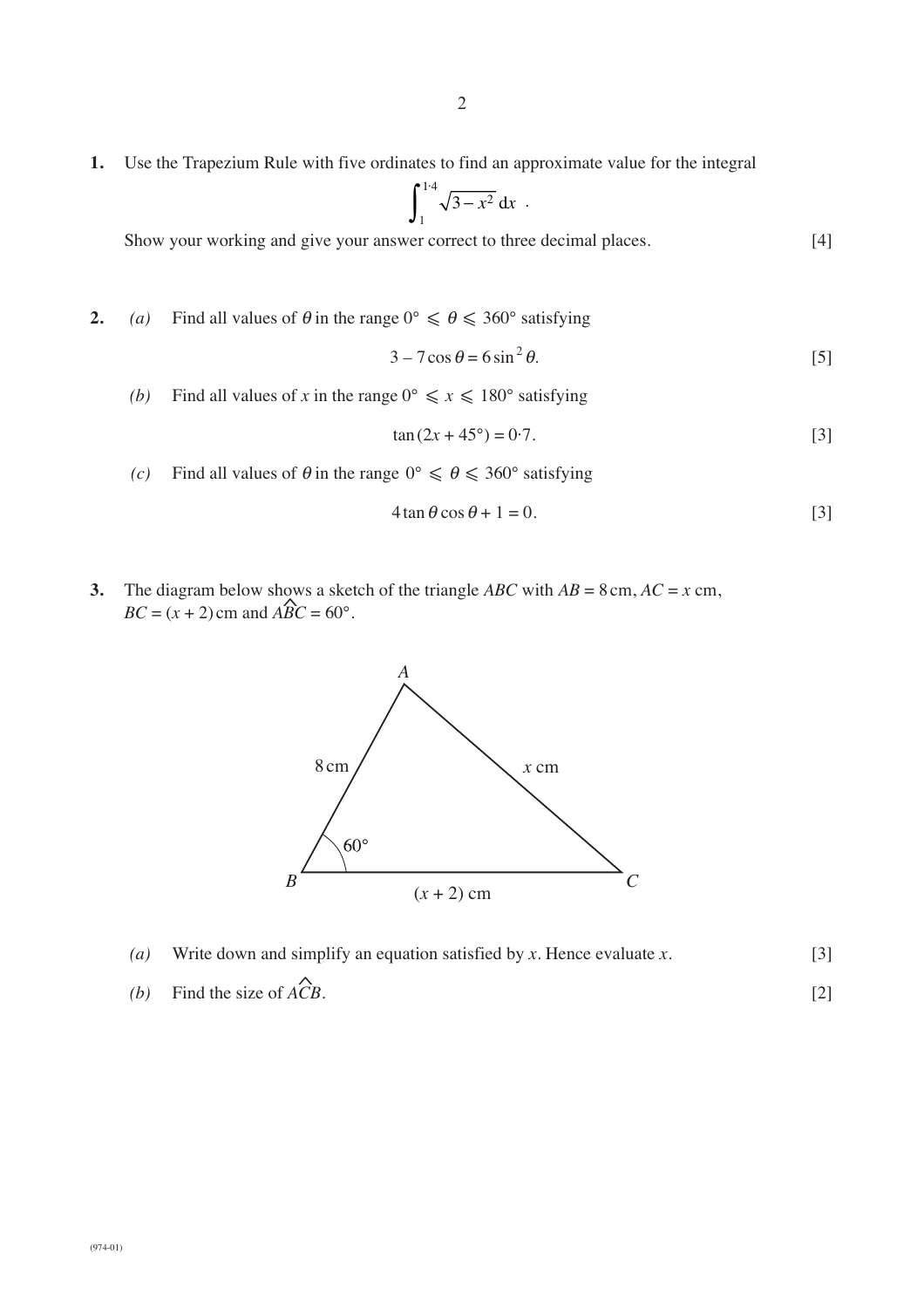1. Use the Trapezium Rule with five ordinates to find an approximate value for the integral

$$\int_{1}^{1\cdot4} \sqrt{3 - x^2}\, dx \ .$$

Show your working and give your answer correct to three decimal places. [4]

2. *(a)* Find all values of $\theta$ in the range $0° \leqslant \theta \leqslant 360°$ satisfying

$$3 - 7\cos\theta = 6\sin^2\theta.$$ [5]

*(b)* Find all values of $x$ in the range $0° \leqslant x \leqslant 180°$ satisfying

$$\tan(2x + 45°) = 0\cdot7.$$ [3]

*(c)* Find all values of $\theta$ in the range $0° \leqslant \theta \leqslant 360°$ satisfying

$$4\tan\theta\cos\theta + 1 = 0.$$ [3]

3. The diagram below shows a sketch of the triangle $ABC$ with $AB = 8\,\text{cm}$, $AC = x\,\text{cm}$, $BC = (x + 2)\,\text{cm}$ and $A\hat{B}C = 60°$.

*(a)* Write down and simplify an equation satisfied by $x$. Hence evaluate $x$. [3]

*(b)* Find the size of $A\hat{C}B$. [2]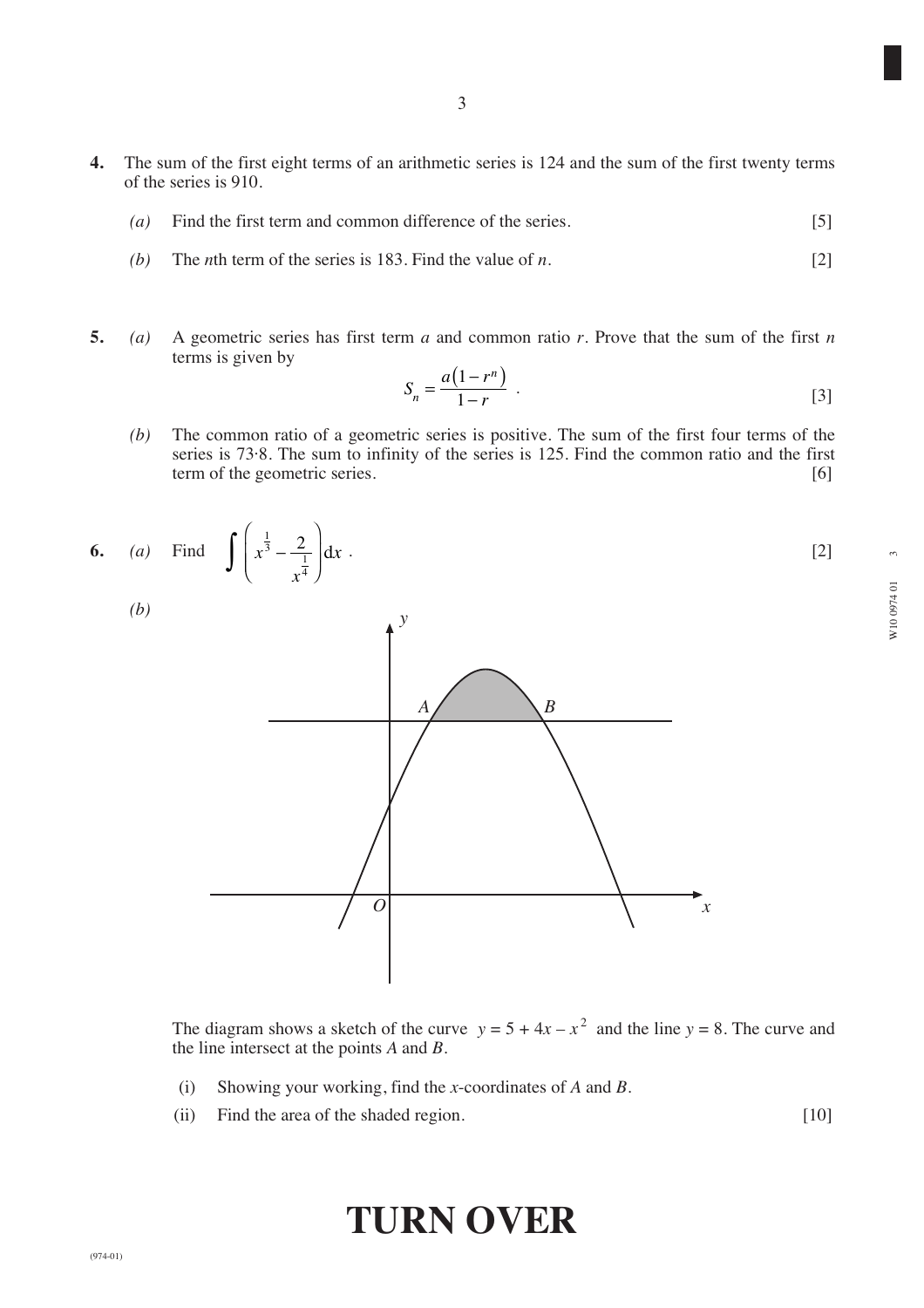**4.** The sum of the first eight terms of an arithmetic series is 124 and the sum of the first twenty terms of the series is 910.

*(a)* Find the first term and common difference of the series. [5]

*(b)* The $n$th term of the series is 183. Find the value of $n$. [2]

**5.** *(a)* A geometric series has first term $a$ and common ratio $r$. Prove that the sum of the first $n$ terms is given by

$$S_n = \frac{a(1-r^n)}{1-r} \quad .$$

[3]

*(b)* The common ratio of a geometric series is positive. The sum of the first four terms of the series is 73·8. The sum to infinity of the series is 125. Find the common ratio and the first term of the geometric series. [6]

**6.** *(a)* Find $\displaystyle\int \left( x^{\frac{1}{3}} - \frac{2}{x^{\frac{1}{4}}} \right) \mathrm{d}x$ . [2]

*(b)*

The diagram shows a sketch of the curve $y = 5 + 4x - x^2$ and the line $y = 8$. The curve and the line intersect at the points $A$ and $B$.

(i) Showing your working, find the $x$-coordinates of $A$ and $B$.

(ii) Find the area of the shaded region. [10]

**TURN OVER**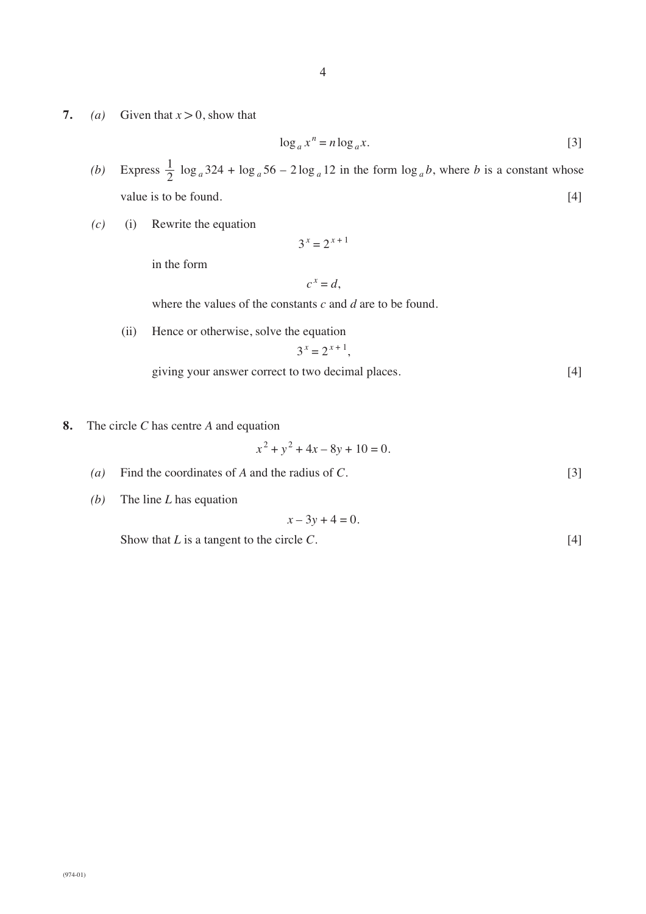**7.** *(a)* Given that $x > 0$, show that

$$\log_a x^n = n \log_a x. \qquad [3]$$

*(b)* Express $\frac{1}{2}\log_a 324 + \log_a 56 - 2\log_a 12$ in the form $\log_a b$, where $b$ is a constant whose value is to be found. [4]

*(c)* (i) Rewrite the equation

$$3^x = 2^{x+1}$$

in the form

$$c^x = d,$$

where the values of the constants $c$ and $d$ are to be found.

(ii) Hence or otherwise, solve the equation

$$3^x = 2^{x+1},$$

giving your answer correct to two decimal places. [4]

**8.** The circle $C$ has centre $A$ and equation

$$x^2 + y^2 + 4x - 8y + 10 = 0.$$

*(a)* Find the coordinates of $A$ and the radius of $C$. [3]

*(b)* The line $L$ has equation

$$x - 3y + 4 = 0.$$

Show that $L$ is a tangent to the circle $C$. [4]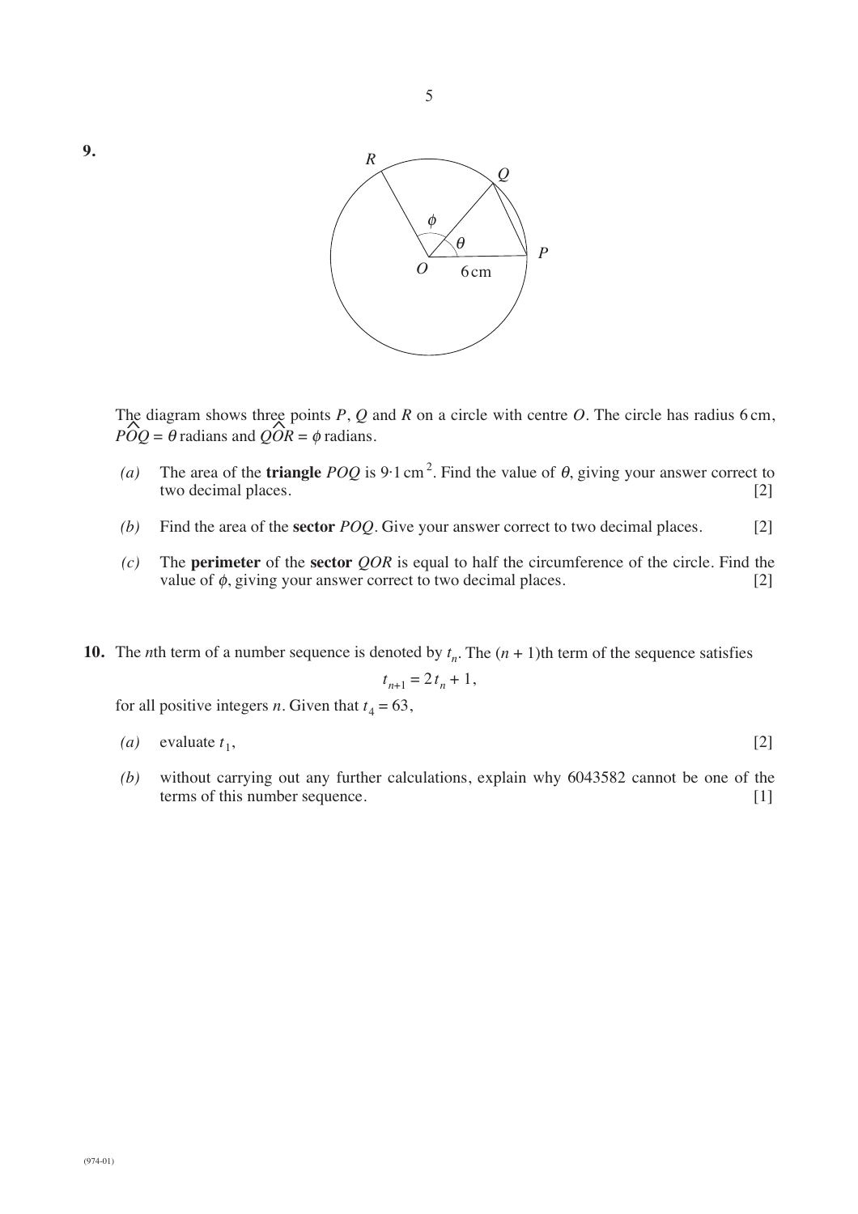**9.**

R
Q
$\phi$
$\theta$
P
O
6 cm

The diagram shows three points $P$, $Q$ and $R$ on a circle with centre $O$. The circle has radius 6 cm, $P\hat{O}Q = \theta$ radians and $Q\hat{O}R = \phi$ radians.

*(a)* The area of the **triangle** $POQ$ is $9{\cdot}1\text{ cm}^2$. Find the value of $\theta$, giving your answer correct to two decimal places. [2]

*(b)* Find the area of the **sector** $POQ$. Give your answer correct to two decimal places. [2]

*(c)* The **perimeter** of the **sector** $QOR$ is equal to half the circumference of the circle. Find the value of $\phi$, giving your answer correct to two decimal places. [2]

**10.** The $n$th term of a number sequence is denoted by $t_n$. The $(n + 1)$th term of the sequence satisfies

$$t_{n+1} = 2t_n + 1,$$

for all positive integers $n$. Given that $t_4 = 63$,

*(a)* evaluate $t_1$, [2]

*(b)* without carrying out any further calculations, explain why 6043582 cannot be one of the terms of this number sequence. [1]